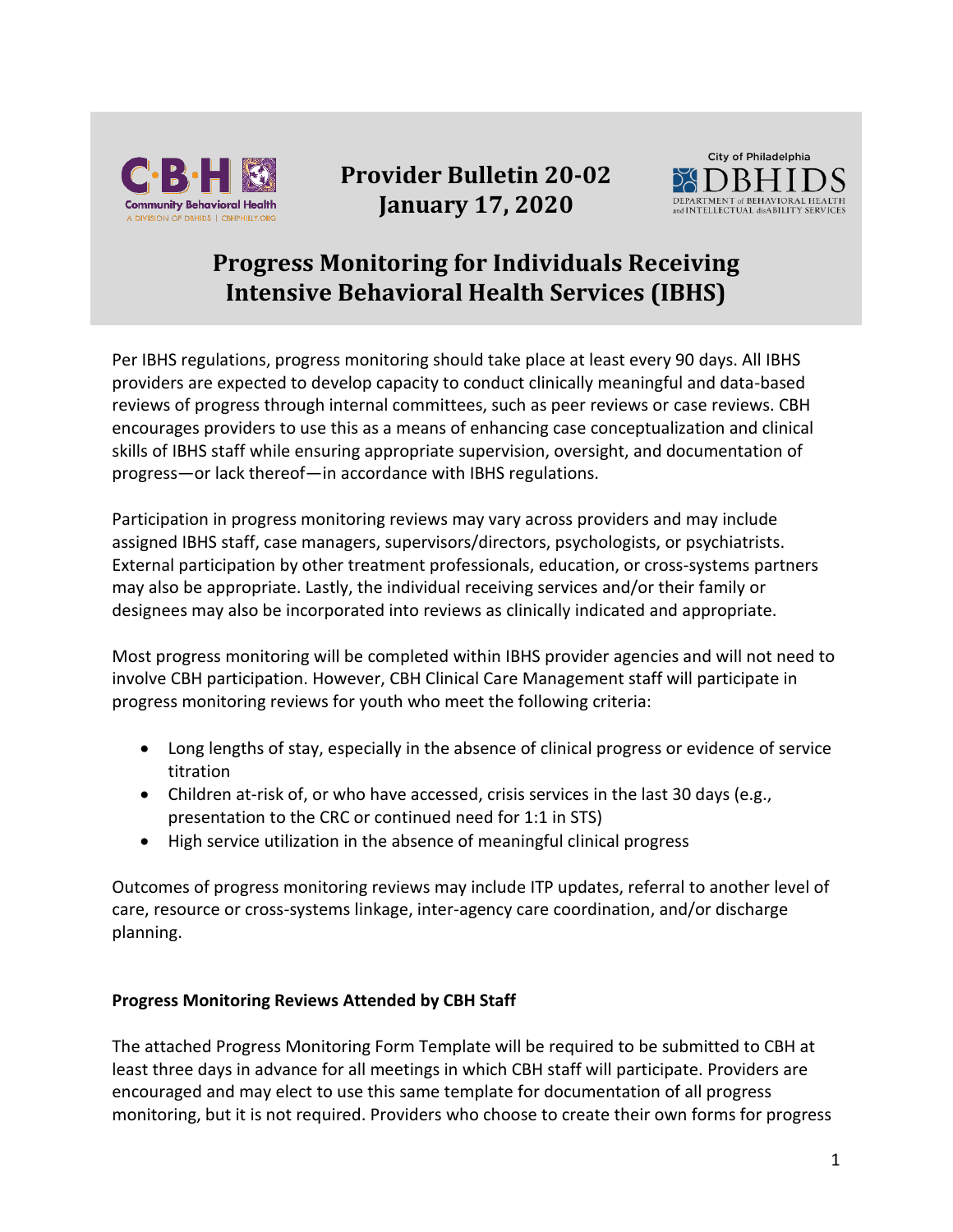**Provider Bulletin 20-02**
**January 17, 2020**

# Progress Monitoring for Individuals Receiving Intensive Behavioral Health Services (IBHS)

Per IBHS regulations, progress monitoring should take place at least every 90 days. All IBHS providers are expected to develop capacity to conduct clinically meaningful and data-based reviews of progress through internal committees, such as peer reviews or case reviews. CBH encourages providers to use this as a means of enhancing case conceptualization and clinical skills of IBHS staff while ensuring appropriate supervision, oversight, and documentation of progress—or lack thereof—in accordance with IBHS regulations.

Participation in progress monitoring reviews may vary across providers and may include assigned IBHS staff, case managers, supervisors/directors, psychologists, or psychiatrists. External participation by other treatment professionals, education, or cross-systems partners may also be appropriate. Lastly, the individual receiving services and/or their family or designees may also be incorporated into reviews as clinically indicated and appropriate.

Most progress monitoring will be completed within IBHS provider agencies and will not need to involve CBH participation. However, CBH Clinical Care Management staff will participate in progress monitoring reviews for youth who meet the following criteria:

- Long lengths of stay, especially in the absence of clinical progress or evidence of service titration
- Children at-risk of, or who have accessed, crisis services in the last 30 days (e.g., presentation to the CRC or continued need for 1:1 in STS)
- High service utilization in the absence of meaningful clinical progress

Outcomes of progress monitoring reviews may include ITP updates, referral to another level of care, resource or cross-systems linkage, inter-agency care coordination, and/or discharge planning.

**Progress Monitoring Reviews Attended by CBH Staff**

The attached Progress Monitoring Form Template will be required to be submitted to CBH at least three days in advance for all meetings in which CBH staff will participate. Providers are encouraged and may elect to use this same template for documentation of all progress monitoring, but it is not required. Providers who choose to create their own forms for progress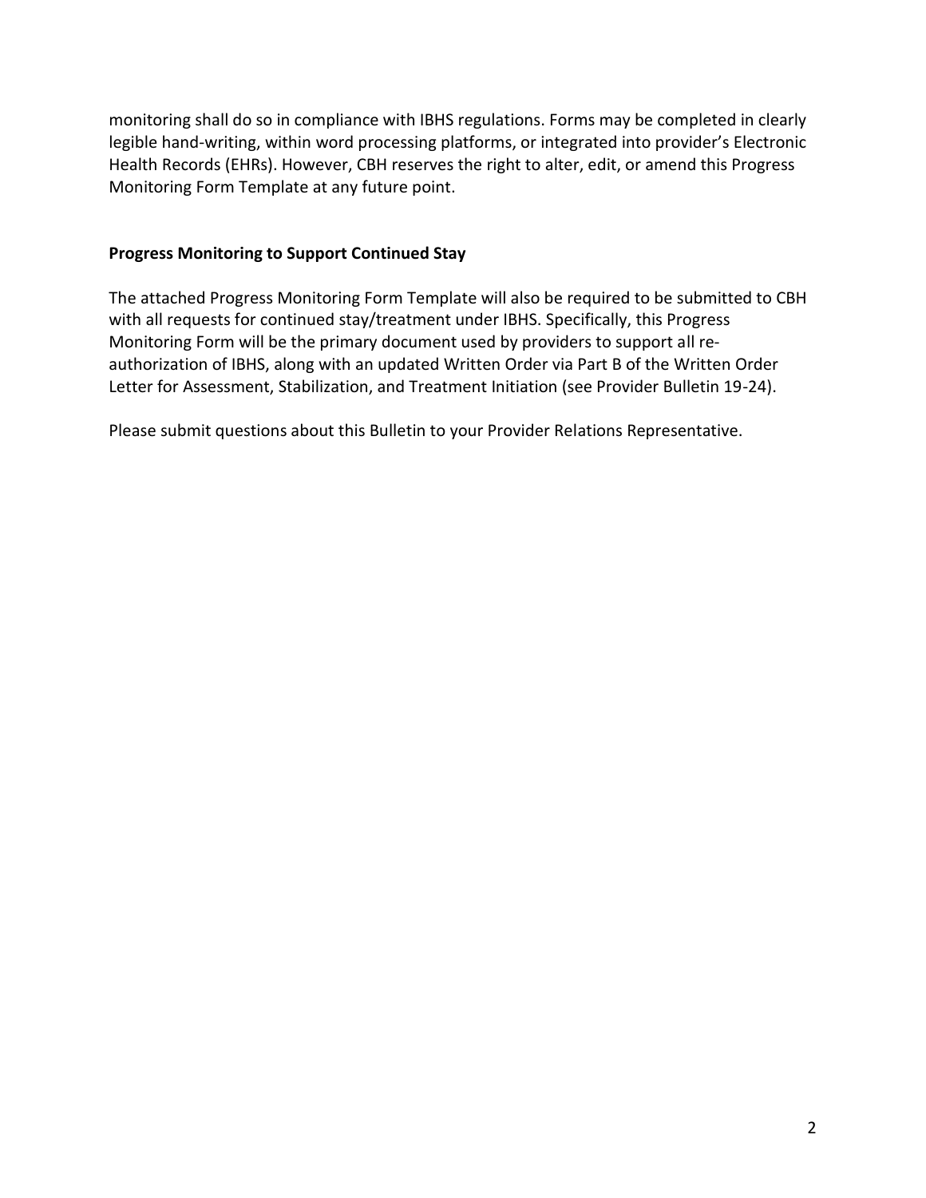monitoring shall do so in compliance with IBHS regulations. Forms may be completed in clearly legible hand-writing, within word processing platforms, or integrated into provider's Electronic Health Records (EHRs). However, CBH reserves the right to alter, edit, or amend this Progress Monitoring Form Template at any future point.

**Progress Monitoring to Support Continued Stay**

The attached Progress Monitoring Form Template will also be required to be submitted to CBH with all requests for continued stay/treatment under IBHS. Specifically, this Progress Monitoring Form will be the primary document used by providers to support all re-authorization of IBHS, along with an updated Written Order via Part B of the Written Order Letter for Assessment, Stabilization, and Treatment Initiation (see Provider Bulletin 19-24).

Please submit questions about this Bulletin to your Provider Relations Representative.